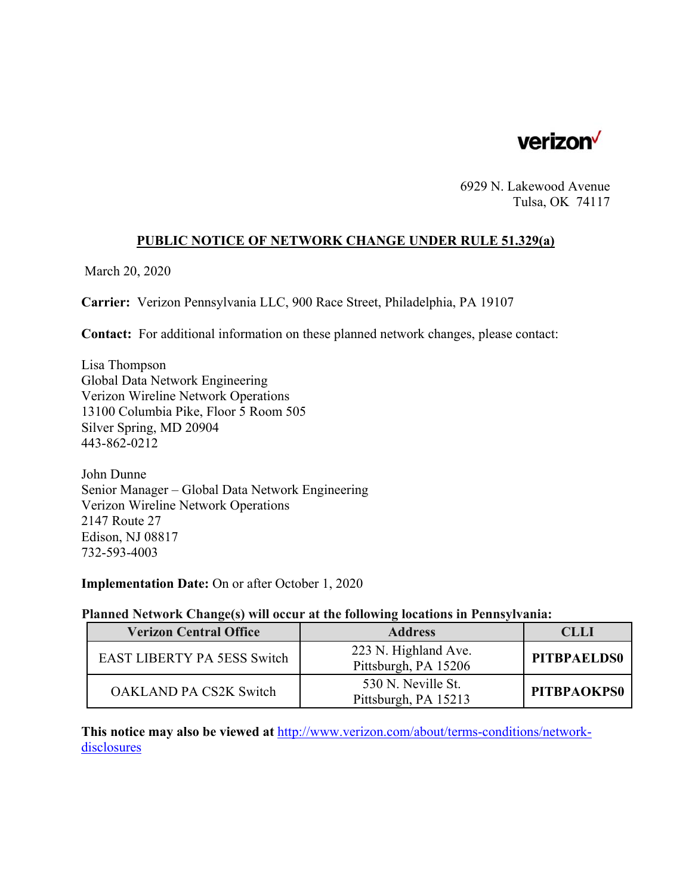verizon

6929 N. Lakewood Avenue
Tulsa, OK 74117

## PUBLIC NOTICE OF NETWORK CHANGE UNDER RULE 51.329(a)

March 20, 2020

**Carrier:** Verizon Pennsylvania LLC, 900 Race Street, Philadelphia, PA 19107

**Contact:** For additional information on these planned network changes, please contact:

Lisa Thompson
Global Data Network Engineering
Verizon Wireline Network Operations
13100 Columbia Pike, Floor 5 Room 505
Silver Spring, MD 20904
443-862-0212

John Dunne
Senior Manager – Global Data Network Engineering
Verizon Wireline Network Operations
2147 Route 27
Edison, NJ 08817
732-593-4003

**Implementation Date:** On or after October 1, 2020

**Planned Network Change(s) will occur at the following locations in Pennsylvania:**

| Verizon Central Office | Address | CLLI |
|---|---|---|
| EAST LIBERTY PA 5ESS Switch | 223 N. Highland Ave. Pittsburgh, PA 15206 | **PITBPAELDS0** |
| OAKLAND PA CS2K Switch | 530 N. Neville St. Pittsburgh, PA 15213 | **PITBPAOKPS0** |

**This notice may also be viewed at** http://www.verizon.com/about/terms-conditions/network-disclosures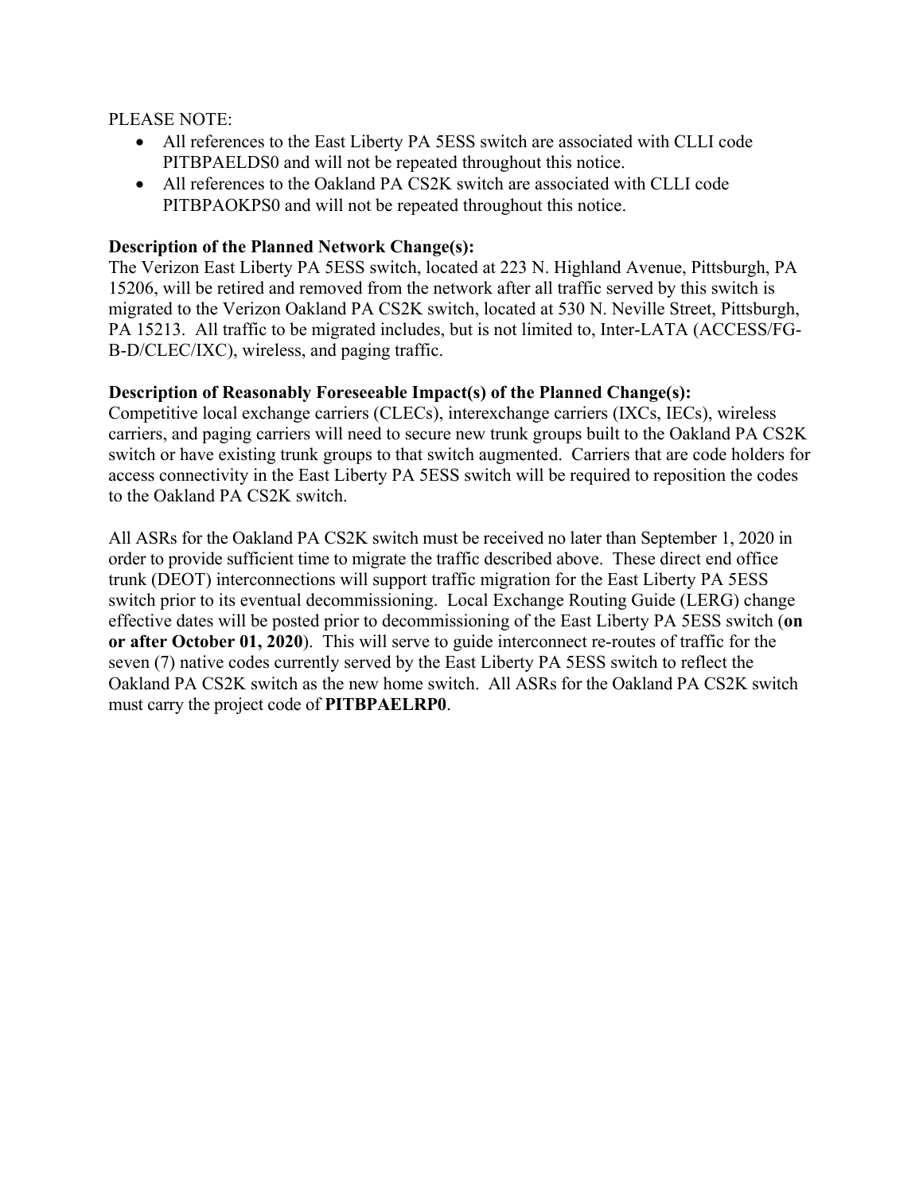PLEASE NOTE:

- All references to the East Liberty PA 5ESS switch are associated with CLLI code PITBPAELDS0 and will not be repeated throughout this notice.
- All references to the Oakland PA CS2K switch are associated with CLLI code PITBPAOKPS0 and will not be repeated throughout this notice.

**Description of the Planned Network Change(s):**
The Verizon East Liberty PA 5ESS switch, located at 223 N. Highland Avenue, Pittsburgh, PA 15206, will be retired and removed from the network after all traffic served by this switch is migrated to the Verizon Oakland PA CS2K switch, located at 530 N. Neville Street, Pittsburgh, PA 15213. All traffic to be migrated includes, but is not limited to, Inter-LATA (ACCESS/FG-B-D/CLEC/IXC), wireless, and paging traffic.

**Description of Reasonably Foreseeable Impact(s) of the Planned Change(s):**
Competitive local exchange carriers (CLECs), interexchange carriers (IXCs, IECs), wireless carriers, and paging carriers will need to secure new trunk groups built to the Oakland PA CS2K switch or have existing trunk groups to that switch augmented. Carriers that are code holders for access connectivity in the East Liberty PA 5ESS switch will be required to reposition the codes to the Oakland PA CS2K switch.

All ASRs for the Oakland PA CS2K switch must be received no later than September 1, 2020 in order to provide sufficient time to migrate the traffic described above. These direct end office trunk (DEOT) interconnections will support traffic migration for the East Liberty PA 5ESS switch prior to its eventual decommissioning. Local Exchange Routing Guide (LERG) change effective dates will be posted prior to decommissioning of the East Liberty PA 5ESS switch (**on or after October 01, 2020**). This will serve to guide interconnect re-routes of traffic for the seven (7) native codes currently served by the East Liberty PA 5ESS switch to reflect the Oakland PA CS2K switch as the new home switch. All ASRs for the Oakland PA CS2K switch must carry the project code of **PITBPAELRP0**.